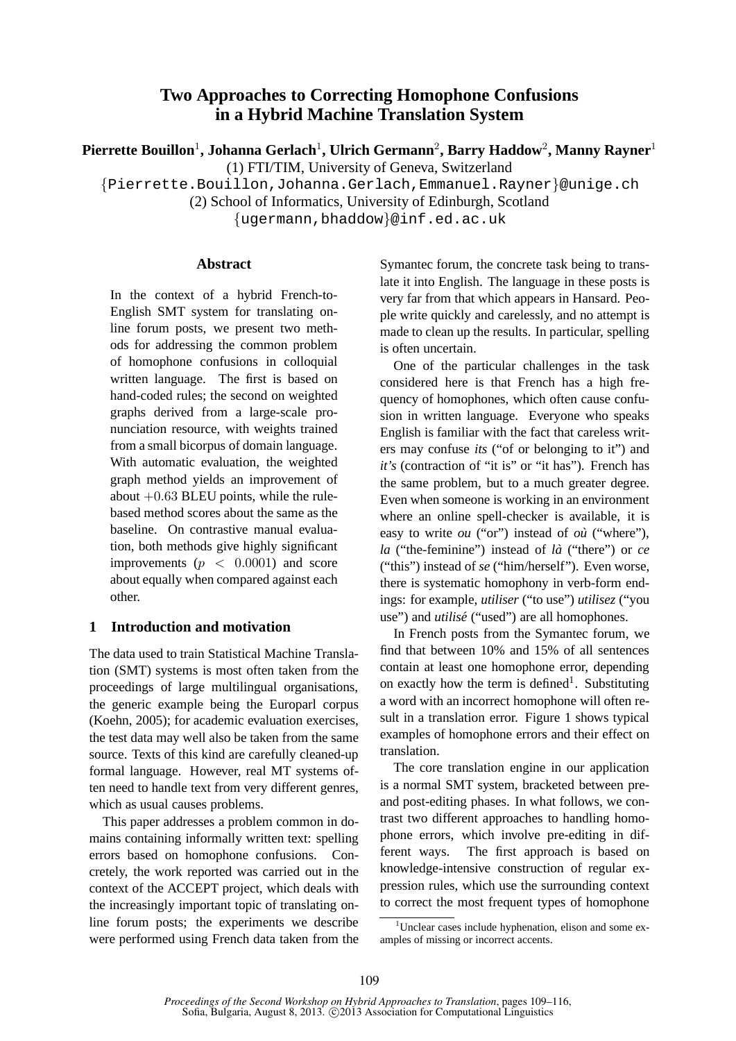# Two Approaches to Correcting Homophone Confusions in a Hybrid Machine Translation System

**Pierrette Bouillon**[1]**, Johanna Gerlach**[1]**, Ulrich Germann**[2]**, Barry Haddow**[2]**, Manny Rayner**[1]

(1) FTI/TIM, University of Geneva, Switzerland

{Pierrette.Bouillon,Johanna.Gerlach,Emmanuel.Rayner}@unige.ch

(2) School of Informatics, University of Edinburgh, Scotland

{ugermann,bhaddow}@inf.ed.ac.uk

## Abstract

In the context of a hybrid French-to-English SMT system for translating online forum posts, we present two methods for addressing the common problem of homophone confusions in colloquial written language. The first is based on hand-coded rules; the second on weighted graphs derived from a large-scale pronunciation resource, with weights trained from a small bicorpus of domain language. With automatic evaluation, the weighted graph method yields an improvement of about $+0.63$ BLEU points, while the rule-based method scores about the same as the baseline. On contrastive manual evaluation, both methods give highly significant improvements ($p < 0.0001$) and score about equally when compared against each other.

## 1 Introduction and motivation

The data used to train Statistical Machine Translation (SMT) systems is most often taken from the proceedings of large multilingual organisations, the generic example being the Europarl corpus (Koehn, 2005); for academic evaluation exercises, the test data may well also be taken from the same source. Texts of this kind are carefully cleaned-up formal language. However, real MT systems often need to handle text from very different genres, which as usual causes problems.

This paper addresses a problem common in domains containing informally written text: spelling errors based on homophone confusions. Concretely, the work reported was carried out in the context of the ACCEPT project, which deals with the increasingly important topic of translating online forum posts; the experiments we describe were performed using French data taken from the Symantec forum, the concrete task being to translate it into English. The language in these posts is very far from that which appears in Hansard. People write quickly and carelessly, and no attempt is made to clean up the results. In particular, spelling is often uncertain.

One of the particular challenges in the task considered here is that French has a high frequency of homophones, which often cause confusion in written language. Everyone who speaks English is familiar with the fact that careless writers may confuse *its* ("of or belonging to it") and *it's* (contraction of "it is" or "it has"). French has the same problem, but to a much greater degree. Even when someone is working in an environment where an online spell-checker is available, it is easy to write *ou* ("or") instead of *où* ("where"), *la* ("the-feminine") instead of *là* ("there") or *ce* ("this") instead of *se* ("him/herself"). Even worse, there is systematic homophony in verb-form endings: for example, *utiliser* ("to use") *utilisez* ("you use") and *utilisé* ("used") are all homophones.

In French posts from the Symantec forum, we find that between 10% and 15% of all sentences contain at least one homophone error, depending on exactly how the term is defined[1]. Substituting a word with an incorrect homophone will often result in a translation error. Figure 1 shows typical examples of homophone errors and their effect on translation.

The core translation engine in our application is a normal SMT system, bracketed between pre- and post-editing phases. In what follows, we contrast two different approaches to handling homophone errors, which involve pre-editing in different ways. The first approach is based on knowledge-intensive construction of regular expression rules, which use the surrounding context to correct the most frequent types of homophone

[1] Unclear cases include hyphenation, elison and some examples of missing or incorrect accents.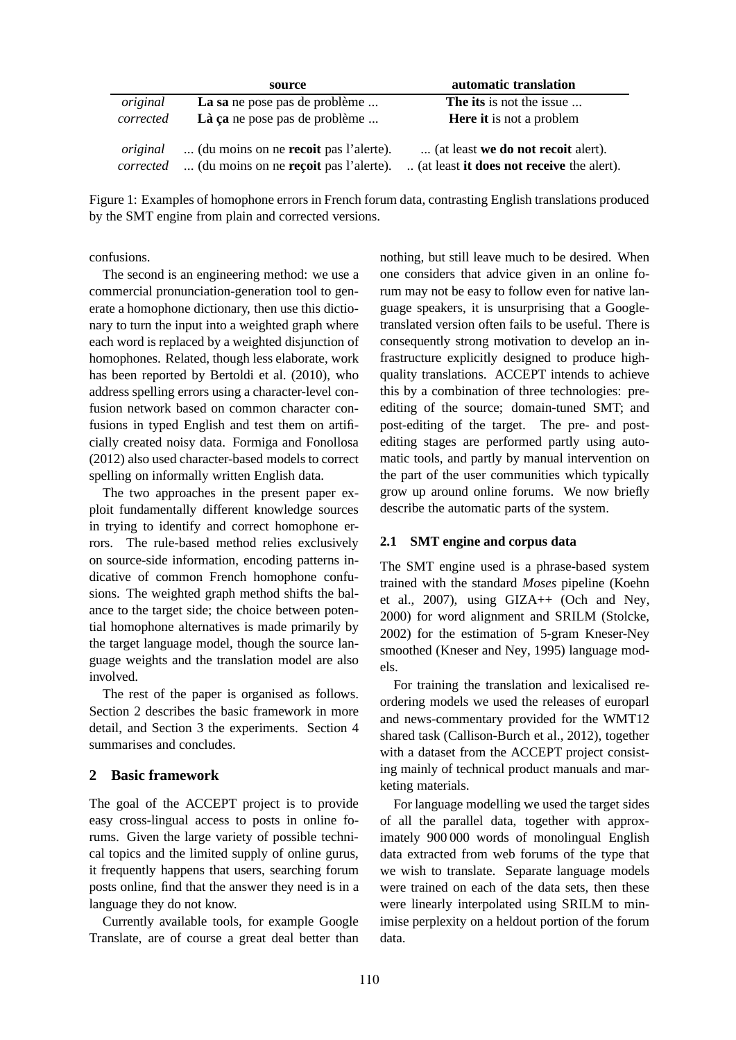| | source | automatic translation |
|---|---|---|
| *original* | **La sa** ne pose pas de problème ... | **The its** is not the issue ... |
| *corrected* | **Là ça** ne pose pas de problème ... | **Here it** is not a problem |
| *original* | ... (du moins on ne **recoit** pas l'alerte). | ... (at least **we do not recoit** alert). |
| *corrected* | ... (du moins on ne **reçoit** pas l'alerte). | .. (at least **it does not receive** the alert). |

Figure 1: Examples of homophone errors in French forum data, contrasting English translations produced by the SMT engine from plain and corrected versions.

confusions.

The second is an engineering method: we use a commercial pronunciation-generation tool to generate a homophone dictionary, then use this dictionary to turn the input into a weighted graph where each word is replaced by a weighted disjunction of homophones. Related, though less elaborate, work has been reported by Bertoldi et al. (2010), who address spelling errors using a character-level confusion network based on common character confusions in typed English and test them on artificially created noisy data. Formiga and Fonollosa (2012) also used character-based models to correct spelling on informally written English data.

The two approaches in the present paper exploit fundamentally different knowledge sources in trying to identify and correct homophone errors. The rule-based method relies exclusively on source-side information, encoding patterns indicative of common French homophone confusions. The weighted graph method shifts the balance to the target side; the choice between potential homophone alternatives is made primarily by the target language model, though the source language weights and the translation model are also involved.

The rest of the paper is organised as follows. Section 2 describes the basic framework in more detail, and Section 3 the experiments. Section 4 summarises and concludes.

## 2 Basic framework

The goal of the ACCEPT project is to provide easy cross-lingual access to posts in online forums. Given the large variety of possible technical topics and the limited supply of online gurus, it frequently happens that users, searching forum posts online, find that the answer they need is in a language they do not know.

Currently available tools, for example Google Translate, are of course a great deal better than nothing, but still leave much to be desired. When one considers that advice given in an online forum may not be easy to follow even for native language speakers, it is unsurprising that a Google-translated version often fails to be useful. There is consequently strong motivation to develop an infrastructure explicitly designed to produce high-quality translations. ACCEPT intends to achieve this by a combination of three technologies: pre-editing of the source; domain-tuned SMT; and post-editing of the target. The pre- and post-editing stages are performed partly using automatic tools, and partly by manual intervention on the part of the user communities which typically grow up around online forums. We now briefly describe the automatic parts of the system.

### 2.1 SMT engine and corpus data

The SMT engine used is a phrase-based system trained with the standard *Moses* pipeline (Koehn et al., 2007), using GIZA++ (Och and Ney, 2000) for word alignment and SRILM (Stolcke, 2002) for the estimation of 5-gram Kneser-Ney smoothed (Kneser and Ney, 1995) language models.

For training the translation and lexicalised reordering models we used the releases of europarl and news-commentary provided for the WMT12 shared task (Callison-Burch et al., 2012), together with a dataset from the ACCEPT project consisting mainly of technical product manuals and marketing materials.

For language modelling we used the target sides of all the parallel data, together with approximately 900 000 words of monolingual English data extracted from web forums of the type that we wish to translate. Separate language models were trained on each of the data sets, then these were linearly interpolated using SRILM to minimise perplexity on a heldout portion of the forum data.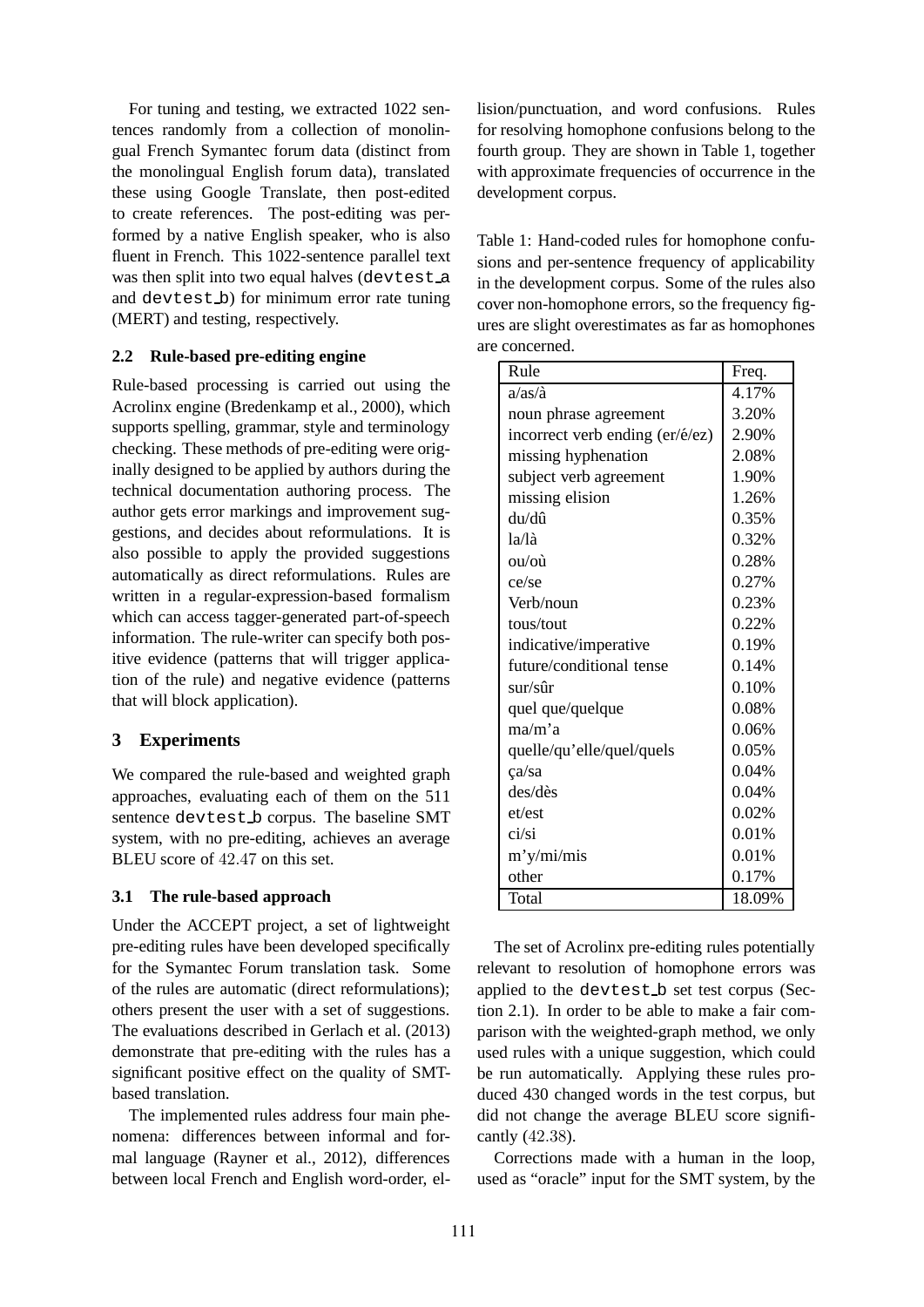For tuning and testing, we extracted 1022 sentences randomly from a collection of monolingual French Symantec forum data (distinct from the monolingual English forum data), translated these using Google Translate, then post-edited to create references. The post-editing was performed by a native English speaker, who is also fluent in French. This 1022-sentence parallel text was then split into two equal halves (devtest_a and devtest_b) for minimum error rate tuning (MERT) and testing, respectively.

### 2.2 Rule-based pre-editing engine

Rule-based processing is carried out using the Acrolinx engine (Bredenkamp et al., 2000), which supports spelling, grammar, style and terminology checking. These methods of pre-editing were originally designed to be applied by authors during the technical documentation authoring process. The author gets error markings and improvement suggestions, and decides about reformulations. It is also possible to apply the provided suggestions automatically as direct reformulations. Rules are written in a regular-expression-based formalism which can access tagger-generated part-of-speech information. The rule-writer can specify both positive evidence (patterns that will trigger application of the rule) and negative evidence (patterns that will block application).

## 3 Experiments

We compared the rule-based and weighted graph approaches, evaluating each of them on the 511 sentence devtest_b corpus. The baseline SMT system, with no pre-editing, achieves an average BLEU score of 42.47 on this set.

### 3.1 The rule-based approach

Under the ACCEPT project, a set of lightweight pre-editing rules have been developed specifically for the Symantec Forum translation task. Some of the rules are automatic (direct reformulations); others present the user with a set of suggestions. The evaluations described in Gerlach et al. (2013) demonstrate that pre-editing with the rules has a significant positive effect on the quality of SMT-based translation.

The implemented rules address four main phenomena: differences between informal and formal language (Rayner et al., 2012), differences between local French and English word-order, elision/punctuation, and word confusions. Rules for resolving homophone confusions belong to the fourth group. They are shown in Table 1, together with approximate frequencies of occurrence in the development corpus.

Table 1: Hand-coded rules for homophone confusions and per-sentence frequency of applicability in the development corpus. Some of the rules also cover non-homophone errors, so the frequency figures are slight overestimates as far as homophones are concerned.

| Rule | Freq. |
|---|---|
| a/as/à | 4.17% |
| noun phrase agreement | 3.20% |
| incorrect verb ending (er/é/ez) | 2.90% |
| missing hyphenation | 2.08% |
| subject verb agreement | 1.90% |
| missing elision | 1.26% |
| du/dû | 0.35% |
| la/là | 0.32% |
| ou/où | 0.28% |
| ce/se | 0.27% |
| Verb/noun | 0.23% |
| tous/tout | 0.22% |
| indicative/imperative | 0.19% |
| future/conditional tense | 0.14% |
| sur/sûr | 0.10% |
| quel que/quelque | 0.08% |
| ma/m'a | 0.06% |
| quelle/qu'elle/quel/quels | 0.05% |
| ça/sa | 0.04% |
| des/dès | 0.04% |
| et/est | 0.02% |
| ci/si | 0.01% |
| m'y/mi/mis | 0.01% |
| other | 0.17% |
| Total | 18.09% |

The set of Acrolinx pre-editing rules potentially relevant to resolution of homophone errors was applied to the devtest_b set test corpus (Section 2.1). In order to be able to make a fair comparison with the weighted-graph method, we only used rules with a unique suggestion, which could be run automatically. Applying these rules produced 430 changed words in the test corpus, but did not change the average BLEU score significantly (42.38).

Corrections made with a human in the loop, used as "oracle" input for the SMT system, by the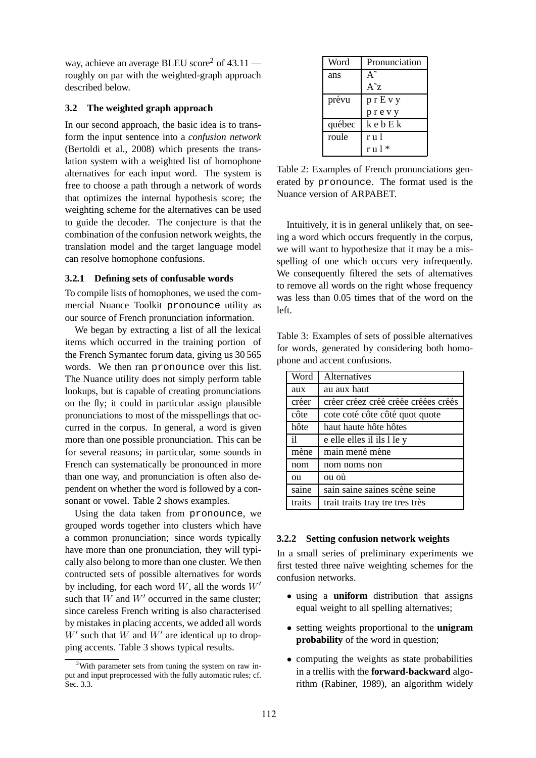way, achieve an average BLEU score[2] of 43.11 — roughly on par with the weighted-graph approach described below.

### 3.2 The weighted graph approach

In our second approach, the basic idea is to transform the input sentence into a *confusion network* (Bertoldi et al., 2008) which presents the translation system with a weighted list of homophone alternatives for each input word. The system is free to choose a path through a network of words that optimizes the internal hypothesis score; the weighting scheme for the alternatives can be used to guide the decoder. The conjecture is that the combination of the confusion network weights, the translation model and the target language model can resolve homophone confusions.

#### 3.2.1 Defining sets of confusable words

To compile lists of homophones, we used the commercial Nuance Toolkit `pronounce` utility as our source of French pronunciation information.

We began by extracting a list of all the lexical items which occurred in the training portion of the French Symantec forum data, giving us 30 565 words. We then ran `pronounce` over this list. The Nuance utility does not simply perform table lookups, but is capable of creating pronunciations on the fly; it could in particular assign plausible pronunciations to most of the misspellings that occurred in the corpus. In general, a word is given more than one possible pronunciation. This can be for several reasons; in particular, some sounds in French can systematically be pronounced in more than one way, and pronunciation is often also dependent on whether the word is followed by a consonant or vowel. Table 2 shows examples.

| Word | Pronunciation |
|---|---|
| ans | A~ |
| | A~z |
| prévu | p r E v y |
| | p r e v y |
| québec | k e b E k |
| roule | r u l |
| | r u l * |

Table 2: Examples of French pronunciations generated by `pronounce`. The format used is the Nuance version of ARPABET.

Using the data taken from `pronounce`, we grouped words together into clusters which have a common pronunciation; since words typically have more than one pronunciation, they will typically also belong to more than one cluster. We then contructed sets of possible alternatives for words by including, for each word $W$, all the words $W'$ such that $W$ and $W'$ occurred in the same cluster; since careless French writing is also characterised by mistakes in placing accents, we added all words $W'$ such that $W$ and $W'$ are identical up to dropping accents. Table 3 shows typical results.

Intuitively, it is in general unlikely that, on seeing a word which occurs frequently in the corpus, we will want to hypothesize that it may be a misspelling of one which occurs very infrequently. We consequently filtered the sets of alternatives to remove all words on the right whose frequency was less than 0.05 times that of the word on the left.

Table 3: Examples of sets of possible alternatives for words, generated by considering both homophone and accent confusions.

| Word | Alternatives |
|---|---|
| aux | au aux haut |
| créer | créer créez créé créée créées créés |
| côte | cote coté côte côté quot quote |
| hôte | haut haute hôte hôtes |
| il | e elle elles il ils l le y |
| mène | main mené mène |
| nom | nom noms non |
| ou | ou où |
| saine | sain saine saines scène seine |
| traits | trait traits tray tre tres très |

#### 3.2.2 Setting confusion network weights

In a small series of preliminary experiments we first tested three naïve weighting schemes for the confusion networks.

- using a **uniform** distribution that assigns equal weight to all spelling alternatives;
- setting weights proportional to the **unigram probability** of the word in question;
- computing the weights as state probabilities in a trellis with the **forward-backward** algorithm (Rabiner, 1989), an algorithm widely

[2] With parameter sets from tuning the system on raw input and input preprocessed with the fully automatic rules; cf. Sec. 3.3.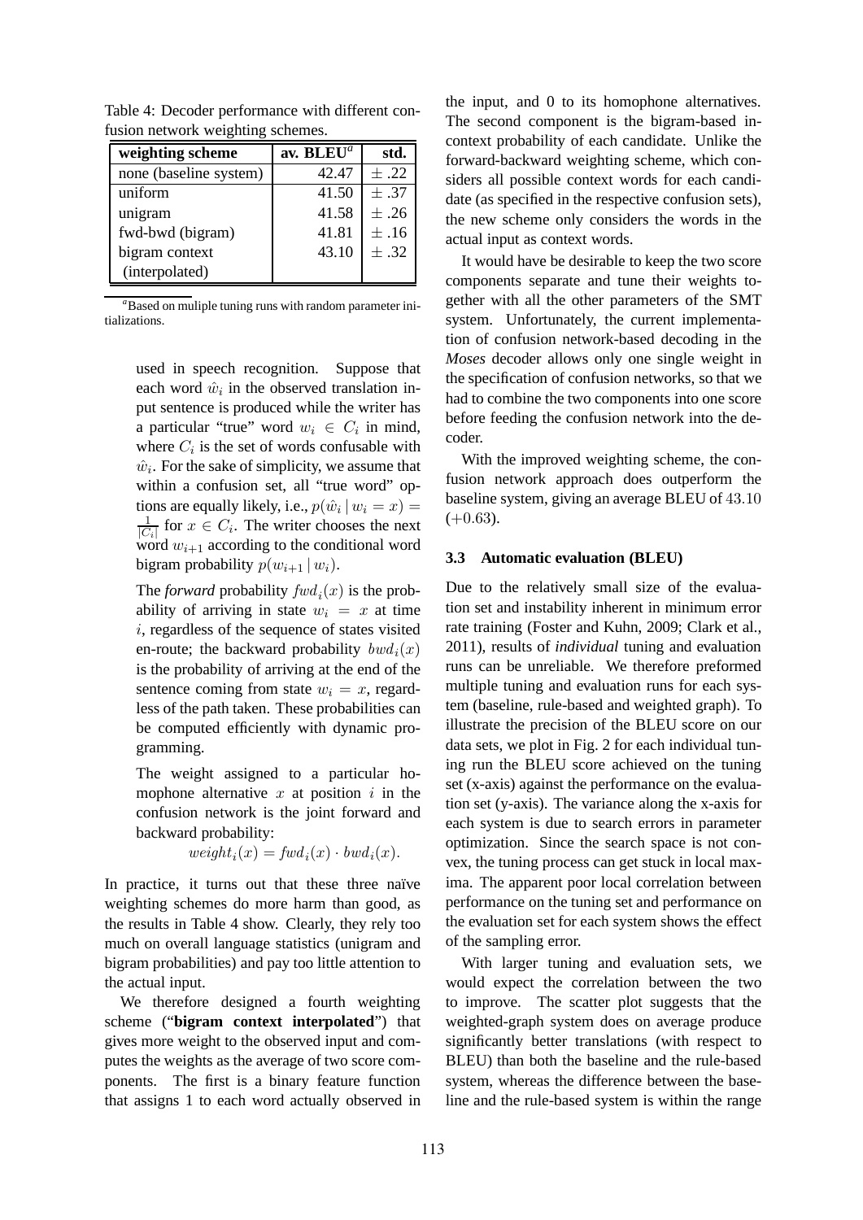Table 4: Decoder performance with different confusion network weighting schemes.

| weighting scheme | av. BLEU[a] | std. |
|---|---|---|
| none (baseline system) | 42.47 | ± .22 |
| uniform | 41.50 | ± .37 |
| unigram | 41.58 | ± .26 |
| fwd-bwd (bigram) | 41.81 | ± .16 |
| bigram context (interpolated) | 43.10 | ± .32 |

[a]Based on muliple tuning runs with random parameter initializations.

> used in speech recognition. Suppose that each word $\hat{w}_i$ in the observed translation input sentence is produced while the writer has a particular "true" word $w_i \in C_i$ in mind, where $C_i$ is the set of words confusable with $\hat{w}_i$. For the sake of simplicity, we assume that within a confusion set, all "true word" options are equally likely, i.e., $p(\hat{w}_i \mid w_i = x) = \frac{1}{|C_i|}$ for $x \in C_i$. The writer chooses the next word $w_{i+1}$ according to the conditional word bigram probability $p(w_{i+1} \mid w_i)$.
>
> The *forward* probability $fwd_i(x)$ is the probability of arriving in state $w_i = x$ at time $i$, regardless of the sequence of states visited en-route; the backward probability $bwd_i(x)$ is the probability of arriving at the end of the sentence coming from state $w_i = x$, regardless of the path taken. These probabilities can be computed efficiently with dynamic programming.
>
> The weight assigned to a particular homophone alternative $x$ at position $i$ in the confusion network is the joint forward and backward probability:
>
> $$weight_i(x) = fwd_i(x) \cdot bwd_i(x).$$

In practice, it turns out that these three naïve weighting schemes do more harm than good, as the results in Table 4 show. Clearly, they rely too much on overall language statistics (unigram and bigram probabilities) and pay too little attention to the actual input.

We therefore designed a fourth weighting scheme ("**bigram context interpolated**") that gives more weight to the observed input and computes the weights as the average of two score components. The first is a binary feature function that assigns 1 to each word actually observed in the input, and 0 to its homophone alternatives. The second component is the bigram-based in-context probability of each candidate. Unlike the forward-backward weighting scheme, which considers all possible context words for each candidate (as specified in the respective confusion sets), the new scheme only considers the words in the actual input as context words.

It would have be desirable to keep the two score components separate and tune their weights together with all the other parameters of the SMT system. Unfortunately, the current implementation of confusion network-based decoding in the *Moses* decoder allows only one single weight in the specification of confusion networks, so that we had to combine the two components into one score before feeding the confusion network into the decoder.

With the improved weighting scheme, the confusion network approach does outperform the baseline system, giving an average BLEU of $43.10$ ($+0.63$).

### 3.3 Automatic evaluation (BLEU)

Due to the relatively small size of the evaluation set and instability inherent in minimum error rate training (Foster and Kuhn, 2009; Clark et al., 2011), results of *individual* tuning and evaluation runs can be unreliable. We therefore preformed multiple tuning and evaluation runs for each system (baseline, rule-based and weighted graph). To illustrate the precision of the BLEU score on our data sets, we plot in Fig. 2 for each individual tuning run the BLEU score achieved on the tuning set (x-axis) against the performance on the evaluation set (y-axis). The variance along the x-axis for each system is due to search errors in parameter optimization. Since the search space is not convex, the tuning process can get stuck in local maxima. The apparent poor local correlation between performance on the tuning set and performance on the evaluation set for each system shows the effect of the sampling error.

With larger tuning and evaluation sets, we would expect the correlation between the two to improve. The scatter plot suggests that the weighted-graph system does on average produce significantly better translations (with respect to BLEU) than both the baseline and the rule-based system, whereas the difference between the baseline and the rule-based system is within the range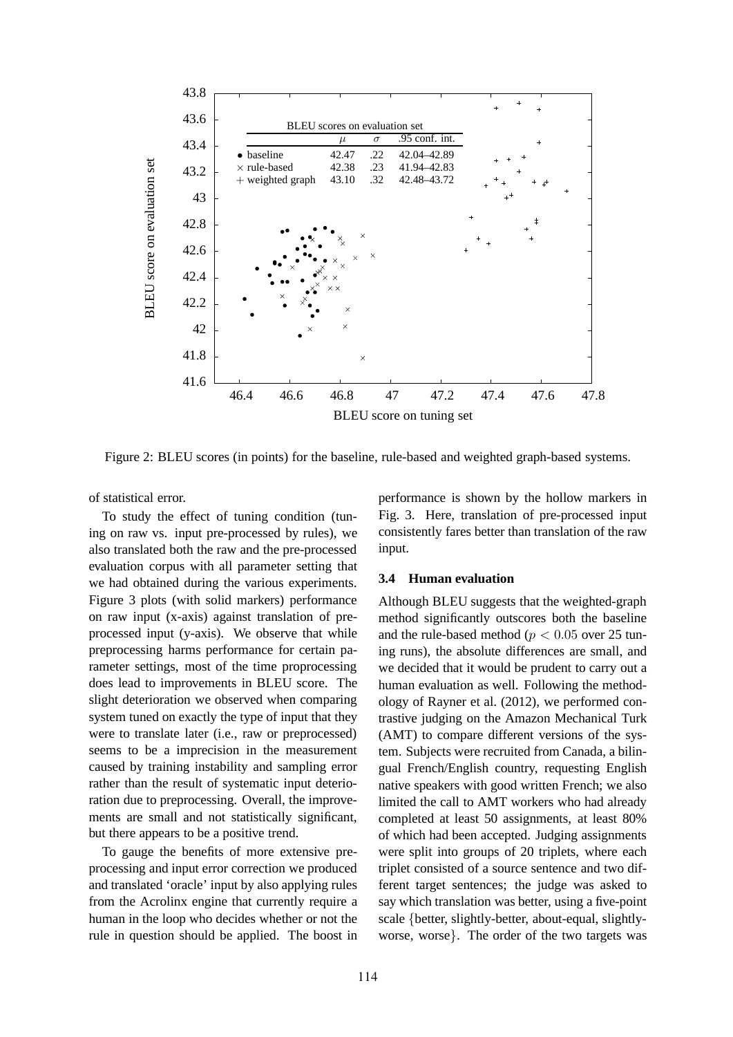| | $\mu$ | $\sigma$ | .95 conf. int. |
|---|---|---|---|
| • baseline | 42.47 | .22 | 42.04–42.89 |
| × rule-based | 42.38 | .23 | 41.94–42.83 |
| + weighted graph | 43.10 | .32 | 42.48–43.72 |

Figure 2: BLEU scores (in points) for the baseline, rule-based and weighted graph-based systems.

of statistical error.

To study the effect of tuning condition (tuning on raw vs. input pre-processed by rules), we also translated both the raw and the pre-processed evaluation corpus with all parameter setting that we had obtained during the various experiments. Figure 3 plots (with solid markers) performance on raw input (x-axis) against translation of pre-processed input (y-axis). We observe that while preprocessing harms performance for certain parameter settings, most of the time proprocessing does lead to improvements in BLEU score. The slight deterioration we observed when comparing system tuned on exactly the type of input that they were to translate later (i.e., raw or preprocessed) seems to be a imprecision in the measurement caused by training instability and sampling error rather than the result of systematic input deterioration due to preprocessing. Overall, the improvements are small and not statistically significant, but there appears to be a positive trend.

To gauge the benefits of more extensive preprocessing and input error correction we produced and translated 'oracle' input by also applying rules from the Acrolinx engine that currently require a human in the loop who decides whether or not the rule in question should be applied. The boost in performance is shown by the hollow markers in Fig. 3. Here, translation of pre-processed input consistently fares better than translation of the raw input.

### 3.4 Human evaluation

Although BLEU suggests that the weighted-graph method significantly outscores both the baseline and the rule-based method ($p < 0.05$ over 25 tuning runs), the absolute differences are small, and we decided that it would be prudent to carry out a human evaluation as well. Following the methodology of Rayner et al. (2012), we performed contrastive judging on the Amazon Mechanical Turk (AMT) to compare different versions of the system. Subjects were recruited from Canada, a bilingual French/English country, requesting English native speakers with good written French; we also limited the call to AMT workers who had already completed at least 50 assignments, at least 80% of which had been accepted. Judging assignments were split into groups of 20 triplets, where each triplet consisted of a source sentence and two different target sentences; the judge was asked to say which translation was better, using a five-point scale {better, slightly-better, about-equal, slightly-worse, worse}. The order of the two targets was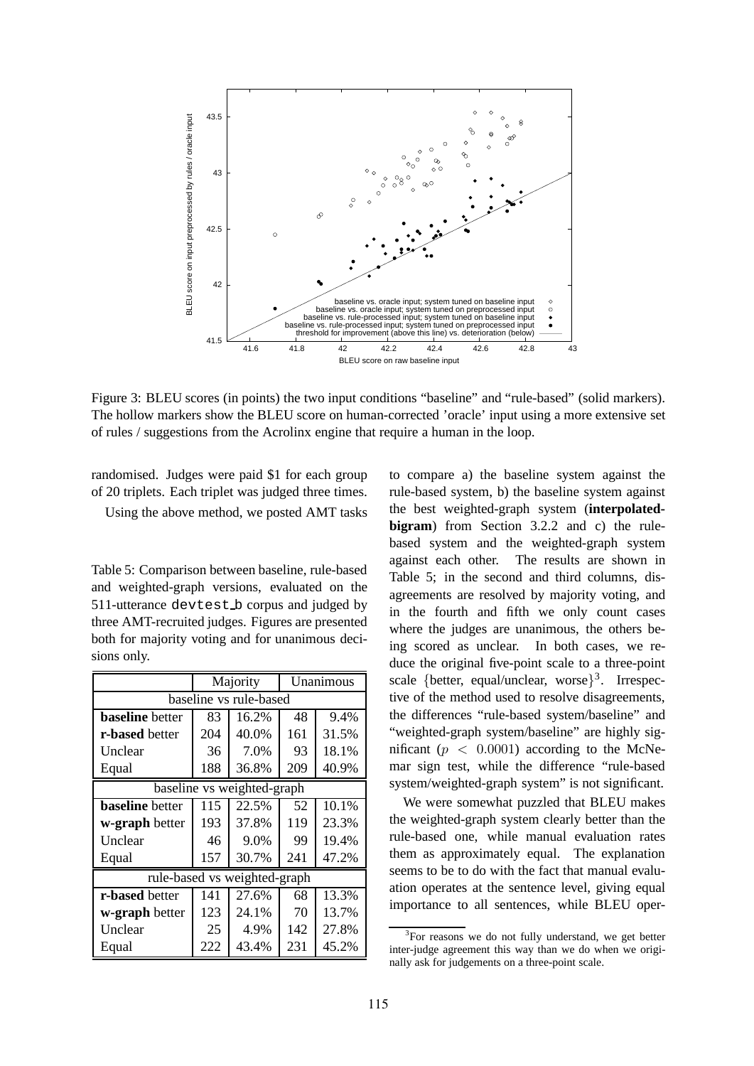Figure 3: BLEU scores (in points) the two input conditions "baseline" and "rule-based" (solid markers). The hollow markers show the BLEU score on human-corrected 'oracle' input using a more extensive set of rules / suggestions from the Acrolinx engine that require a human in the loop.

randomised. Judges were paid \$1 for each group of 20 triplets. Each triplet was judged three times.

Using the above method, we posted AMT tasks to compare a) the baseline system against the rule-based system, b) the baseline system against the best weighted-graph system (**interpolated-bigram**) from Section 3.2.2 and c) the rule-based system and the weighted-graph system against each other. The results are shown in Table 5; in the second and third columns, disagreements are resolved by majority voting, and in the fourth and fifth we only count cases where the judges are unanimous, the others being scored as unclear. In both cases, we reduce the original five-point scale to a three-point scale {better, equal/unclear, worse}[3]. Irrespective of the method used to resolve disagreements, the differences "rule-based system/baseline" and "weighted-graph system/baseline" are highly significant ($p < 0.0001$) according to the McNemar sign test, while the difference "rule-based system/weighted-graph system" is not significant.

Table 5: Comparison between baseline, rule-based and weighted-graph versions, evaluated on the 511-utterance devtest_b corpus and judged by three AMT-recruited judges. Figures are presented both for majority voting and for unanimous decisions only.

| | Majority | | Unanimous | |
|---|---|---|---|---|
| baseline vs rule-based | | | | |
| **baseline** better | 83 | 16.2% | 48 | 9.4% |
| **r-based** better | 204 | 40.0% | 161 | 31.5% |
| Unclear | 36 | 7.0% | 93 | 18.1% |
| Equal | 188 | 36.8% | 209 | 40.9% |
| baseline vs weighted-graph | | | | |
| **baseline** better | 115 | 22.5% | 52 | 10.1% |
| **w-graph** better | 193 | 37.8% | 119 | 23.3% |
| Unclear | 46 | 9.0% | 99 | 19.4% |
| Equal | 157 | 30.7% | 241 | 47.2% |
| rule-based vs weighted-graph | | | | |
| **r-based** better | 141 | 27.6% | 68 | 13.3% |
| **w-graph** better | 123 | 24.1% | 70 | 13.7% |
| Unclear | 25 | 4.9% | 142 | 27.8% |
| Equal | 222 | 43.4% | 231 | 45.2% |

We were somewhat puzzled that BLEU makes the weighted-graph system clearly better than the rule-based one, while manual evaluation rates them as approximately equal. The explanation seems to be to do with the fact that manual evaluation operates at the sentence level, giving equal importance to all sentences, while BLEU oper-

[3] For reasons we do not fully understand, we get better inter-judge agreement this way than we do when we originally ask for judgements on a three-point scale.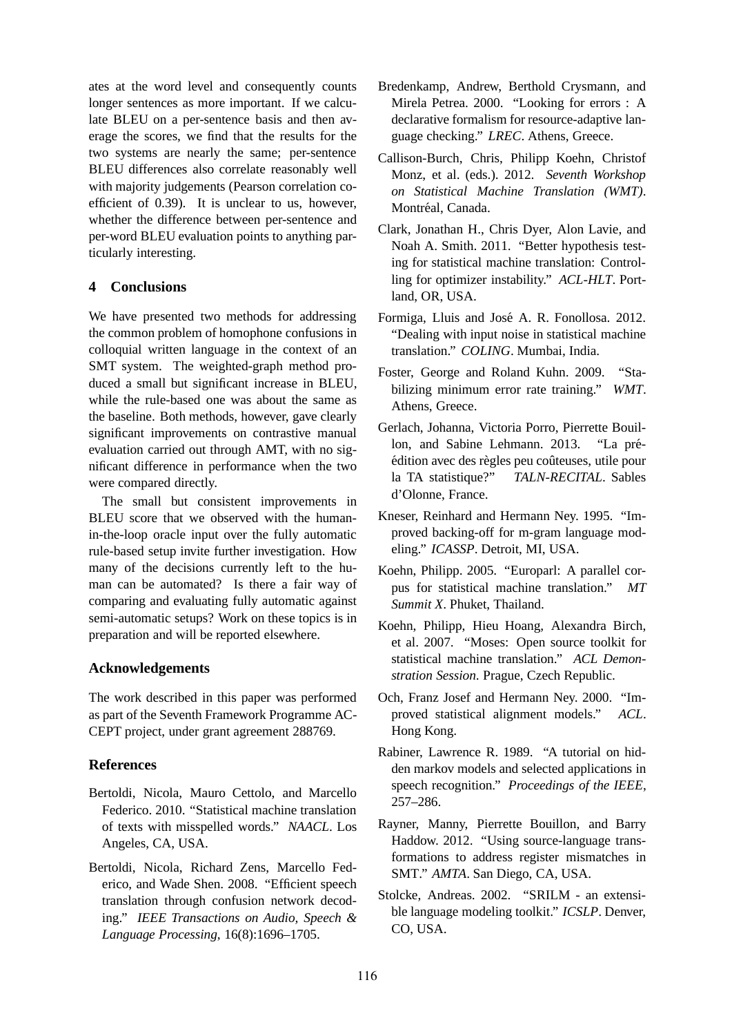ates at the word level and consequently counts longer sentences as more important. If we calculate BLEU on a per-sentence basis and then average the scores, we find that the results for the two systems are nearly the same; per-sentence BLEU differences also correlate reasonably well with majority judgements (Pearson correlation coefficient of 0.39). It is unclear to us, however, whether the difference between per-sentence and per-word BLEU evaluation points to anything particularly interesting.

## 4 Conclusions

We have presented two methods for addressing the common problem of homophone confusions in colloquial written language in the context of an SMT system. The weighted-graph method produced a small but significant increase in BLEU, while the rule-based one was about the same as the baseline. Both methods, however, gave clearly significant improvements on contrastive manual evaluation carried out through AMT, with no significant difference in performance when the two were compared directly.

The small but consistent improvements in BLEU score that we observed with the human-in-the-loop oracle input over the fully automatic rule-based setup invite further investigation. How many of the decisions currently left to the human can be automated? Is there a fair way of comparing and evaluating fully automatic against semi-automatic setups? Work on these topics is in preparation and will be reported elsewhere.

## Acknowledgements

The work described in this paper was performed as part of the Seventh Framework Programme ACCEPT project, under grant agreement 288769.

## References

Bertoldi, Nicola, Mauro Cettolo, and Marcello Federico. 2010. "Statistical machine translation of texts with misspelled words." *NAACL*. Los Angeles, CA, USA.

Bertoldi, Nicola, Richard Zens, Marcello Federico, and Wade Shen. 2008. "Efficient speech translation through confusion network decoding." *IEEE Transactions on Audio, Speech & Language Processing*, 16(8):1696–1705.

Bredenkamp, Andrew, Berthold Crysmann, and Mirela Petrea. 2000. "Looking for errors : A declarative formalism for resource-adaptive language checking." *LREC*. Athens, Greece.

Callison-Burch, Chris, Philipp Koehn, Christof Monz, et al. (eds.). 2012. *Seventh Workshop on Statistical Machine Translation (WMT)*. Montréal, Canada.

Clark, Jonathan H., Chris Dyer, Alon Lavie, and Noah A. Smith. 2011. "Better hypothesis testing for statistical machine translation: Controlling for optimizer instability." *ACL-HLT*. Portland, OR, USA.

Formiga, Lluis and José A. R. Fonollosa. 2012. "Dealing with input noise in statistical machine translation." *COLING*. Mumbai, India.

Foster, George and Roland Kuhn. 2009. "Stabilizing minimum error rate training." *WMT*. Athens, Greece.

Gerlach, Johanna, Victoria Porro, Pierrette Bouillon, and Sabine Lehmann. 2013. "La pré-édition avec des règles peu coûteuses, utile pour la TA statistique?" *TALN-RECITAL*. Sables d'Olonne, France.

Kneser, Reinhard and Hermann Ney. 1995. "Improved backing-off for m-gram language modeling." *ICASSP*. Detroit, MI, USA.

Koehn, Philipp. 2005. "Europarl: A parallel corpus for statistical machine translation." *MT Summit X*. Phuket, Thailand.

Koehn, Philipp, Hieu Hoang, Alexandra Birch, et al. 2007. "Moses: Open source toolkit for statistical machine translation." *ACL Demonstration Session*. Prague, Czech Republic.

Och, Franz Josef and Hermann Ney. 2000. "Improved statistical alignment models." *ACL*. Hong Kong.

Rabiner, Lawrence R. 1989. "A tutorial on hidden markov models and selected applications in speech recognition." *Proceedings of the IEEE*, 257–286.

Rayner, Manny, Pierrette Bouillon, and Barry Haddow. 2012. "Using source-language transformations to address register mismatches in SMT." *AMTA*. San Diego, CA, USA.

Stolcke, Andreas. 2002. "SRILM - an extensible language modeling toolkit." *ICSLP*. Denver, CO, USA.